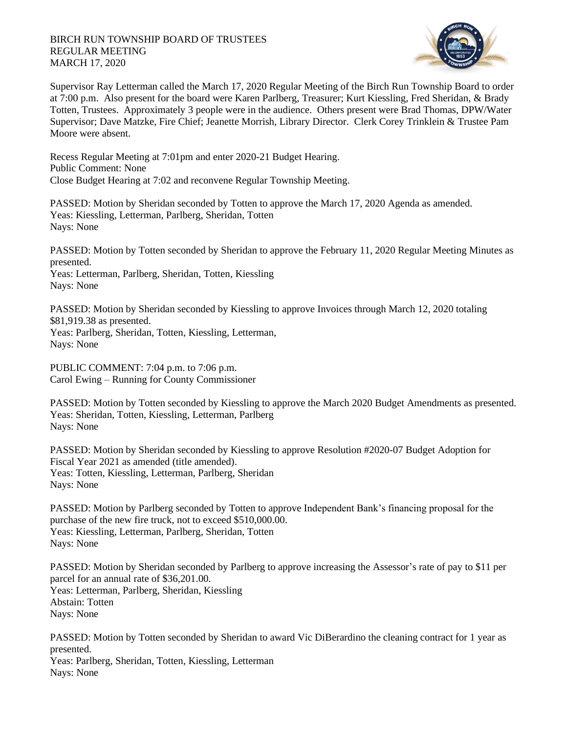BIRCH RUN TOWNSHIP BOARD OF TRUSTEES
REGULAR MEETING
MARCH 17, 2020

Supervisor Ray Letterman called the March 17, 2020 Regular Meeting of the Birch Run Township Board to order at 7:00 p.m. Also present for the board were Karen Parlberg, Treasurer; Kurt Kiessling, Fred Sheridan, & Brady Totten, Trustees. Approximately 3 people were in the audience. Others present were Brad Thomas, DPW/Water Supervisor; Dave Matzke, Fire Chief; Jeanette Morrish, Library Director. Clerk Corey Trinklein & Trustee Pam Moore were absent.

Recess Regular Meeting at 7:01pm and enter 2020-21 Budget Hearing.
Public Comment: None
Close Budget Hearing at 7:02 and reconvene Regular Township Meeting.

PASSED: Motion by Sheridan seconded by Totten to approve the March 17, 2020 Agenda as amended.
Yeas: Kiessling, Letterman, Parlberg, Sheridan, Totten
Nays: None

PASSED: Motion by Totten seconded by Sheridan to approve the February 11, 2020 Regular Meeting Minutes as presented.
Yeas: Letterman, Parlberg, Sheridan, Totten, Kiessling
Nays: None

PASSED: Motion by Sheridan seconded by Kiessling to approve Invoices through March 12, 2020 totaling $81,919.38 as presented.
Yeas: Parlberg, Sheridan, Totten, Kiessling, Letterman,
Nays: None

PUBLIC COMMENT: 7:04 p.m. to 7:06 p.m.
Carol Ewing – Running for County Commissioner

PASSED: Motion by Totten seconded by Kiessling to approve the March 2020 Budget Amendments as presented.
Yeas: Sheridan, Totten, Kiessling, Letterman, Parlberg
Nays: None

PASSED: Motion by Sheridan seconded by Kiessling to approve Resolution #2020-07 Budget Adoption for Fiscal Year 2021 as amended (title amended).
Yeas: Totten, Kiessling, Letterman, Parlberg, Sheridan
Nays: None

PASSED: Motion by Parlberg seconded by Totten to approve Independent Bank's financing proposal for the purchase of the new fire truck, not to exceed $510,000.00.
Yeas: Kiessling, Letterman, Parlberg, Sheridan, Totten
Nays: None

PASSED: Motion by Sheridan seconded by Parlberg to approve increasing the Assessor's rate of pay to $11 per parcel for an annual rate of $36,201.00.
Yeas: Letterman, Parlberg, Sheridan, Kiessling
Abstain: Totten
Nays: None

PASSED: Motion by Totten seconded by Sheridan to award Vic DiBerardino the cleaning contract for 1 year as presented.
Yeas: Parlberg, Sheridan, Totten, Kiessling, Letterman
Nays: None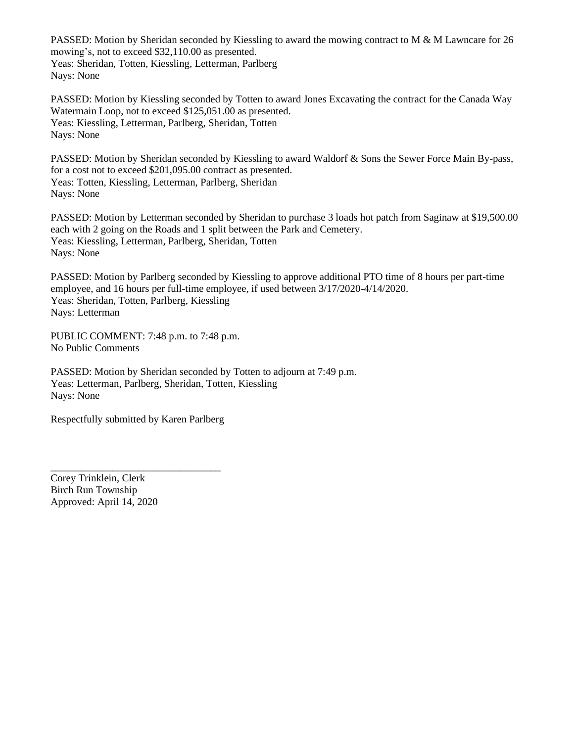PASSED: Motion by Sheridan seconded by Kiessling to award the mowing contract to M & M Lawncare for 26 mowing's, not to exceed $32,110.00 as presented.
Yeas: Sheridan, Totten, Kiessling, Letterman, Parlberg
Nays: None

PASSED: Motion by Kiessling seconded by Totten to award Jones Excavating the contract for the Canada Way Watermain Loop, not to exceed $125,051.00 as presented.
Yeas: Kiessling, Letterman, Parlberg, Sheridan, Totten
Nays: None

PASSED: Motion by Sheridan seconded by Kiessling to award Waldorf & Sons the Sewer Force Main By-pass, for a cost not to exceed $201,095.00 contract as presented.
Yeas: Totten, Kiessling, Letterman, Parlberg, Sheridan
Nays: None

PASSED: Motion by Letterman seconded by Sheridan to purchase 3 loads hot patch from Saginaw at $19,500.00 each with 2 going on the Roads and 1 split between the Park and Cemetery.
Yeas: Kiessling, Letterman, Parlberg, Sheridan, Totten
Nays: None

PASSED: Motion by Parlberg seconded by Kiessling to approve additional PTO time of 8 hours per part-time employee, and 16 hours per full-time employee, if used between 3/17/2020-4/14/2020.
Yeas: Sheridan, Totten, Parlberg, Kiessling
Nays: Letterman

PUBLIC COMMENT: 7:48 p.m. to 7:48 p.m.
No Public Comments

PASSED: Motion by Sheridan seconded by Totten to adjourn at 7:49 p.m.
Yeas: Letterman, Parlberg, Sheridan, Totten, Kiessling
Nays: None

Respectfully submitted by Karen Parlberg

_________________________________
Corey Trinklein, Clerk
Birch Run Township
Approved: April 14, 2020